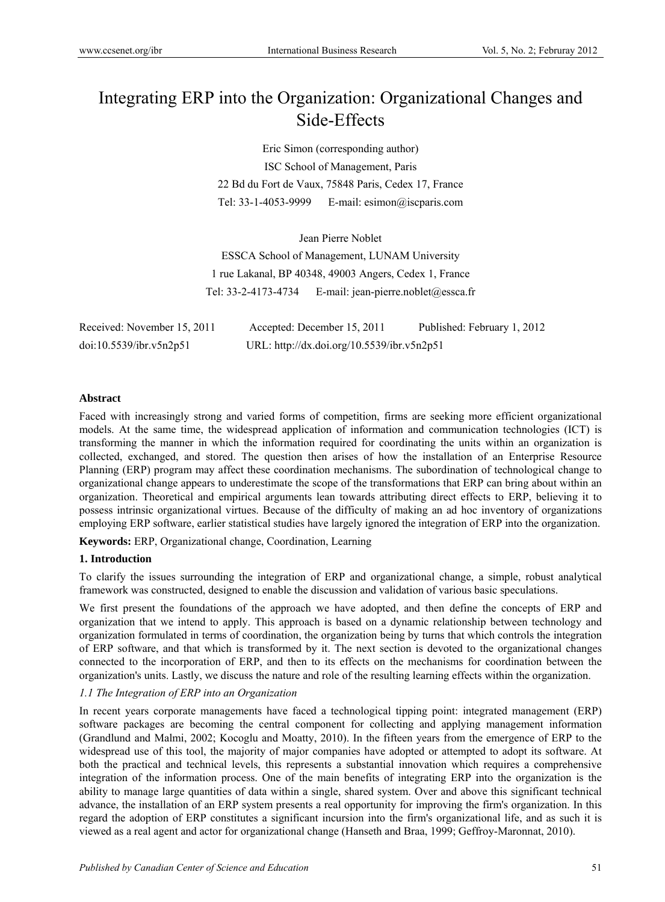# Integrating ERP into the Organization: Organizational Changes and Side-Effects

Eric Simon (corresponding author)

ISC School of Management, Paris

22 Bd du Fort de Vaux, 75848 Paris, Cedex 17, France

Tel: 33-1-4053-9999 E-mail: esimon@iscparis.com

Jean Pierre Noblet

ESSCA School of Management, LUNAM University

1 rue Lakanal, BP 40348, 49003 Angers, Cedex 1, France

Tel: 33-2-4173-4734 E-mail: jean-pierre.noblet@essca.fr

Received: November 15, 2011 Accepted: December 15, 2011 Published: February 1, 2012

doi:10.5539/ibr.v5n2p51 URL: http://dx.doi.org/10.5539/ibr.v5n2p51

## Abstract

Faced with increasingly strong and varied forms of competition, firms are seeking more efficient organizational models. At the same time, the widespread application of information and communication technologies (ICT) is transforming the manner in which the information required for coordinating the units within an organization is collected, exchanged, and stored. The question then arises of how the installation of an Enterprise Resource Planning (ERP) program may affect these coordination mechanisms. The subordination of technological change to organizational change appears to underestimate the scope of the transformations that ERP can bring about within an organization. Theoretical and empirical arguments lean towards attributing direct effects to ERP, believing it to possess intrinsic organizational virtues. Because of the difficulty of making an ad hoc inventory of organizations employing ERP software, earlier statistical studies have largely ignored the integration of ERP into the organization.

**Keywords:** ERP, Organizational change, Coordination, Learning

## 1. Introduction

To clarify the issues surrounding the integration of ERP and organizational change, a simple, robust analytical framework was constructed, designed to enable the discussion and validation of various basic speculations.

We first present the foundations of the approach we have adopted, and then define the concepts of ERP and organization that we intend to apply. This approach is based on a dynamic relationship between technology and organization formulated in terms of coordination, the organization being by turns that which controls the integration of ERP software, and that which is transformed by it. The next section is devoted to the organizational changes connected to the incorporation of ERP, and then to its effects on the mechanisms for coordination between the organization's units. Lastly, we discuss the nature and role of the resulting learning effects within the organization.

### *1.1 The Integration of ERP into an Organization*

In recent years corporate managements have faced a technological tipping point: integrated management (ERP) software packages are becoming the central component for collecting and applying management information (Grandlund and Malmi, 2002; Kocoglu and Moatty, 2010). In the fifteen years from the emergence of ERP to the widespread use of this tool, the majority of major companies have adopted or attempted to adopt its software. At both the practical and technical levels, this represents a substantial innovation which requires a comprehensive integration of the information process. One of the main benefits of integrating ERP into the organization is the ability to manage large quantities of data within a single, shared system. Over and above this significant technical advance, the installation of an ERP system presents a real opportunity for improving the firm's organization. In this regard the adoption of ERP constitutes a significant incursion into the firm's organizational life, and as such it is viewed as a real agent and actor for organizational change (Hanseth and Braa, 1999; Geffroy-Maronnat, 2010).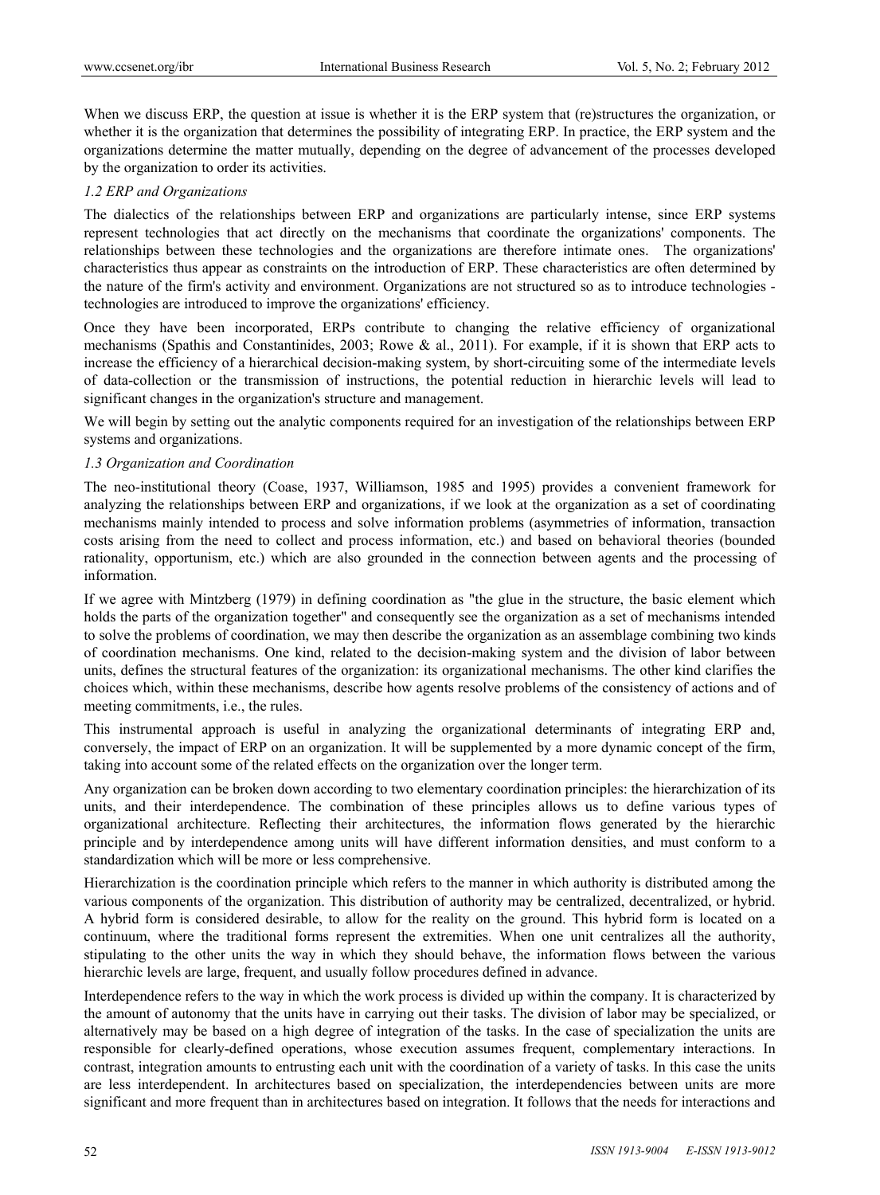When we discuss ERP, the question at issue is whether it is the ERP system that (re)structures the organization, or whether it is the organization that determines the possibility of integrating ERP. In practice, the ERP system and the organizations determine the matter mutually, depending on the degree of advancement of the processes developed by the organization to order its activities.

### *1.2 ERP and Organizations*

The dialectics of the relationships between ERP and organizations are particularly intense, since ERP systems represent technologies that act directly on the mechanisms that coordinate the organizations' components. The relationships between these technologies and the organizations are therefore intimate ones. The organizations' characteristics thus appear as constraints on the introduction of ERP. These characteristics are often determined by the nature of the firm's activity and environment. Organizations are not structured so as to introduce technologies - technologies are introduced to improve the organizations' efficiency.

Once they have been incorporated, ERPs contribute to changing the relative efficiency of organizational mechanisms (Spathis and Constantinides, 2003; Rowe & al., 2011). For example, if it is shown that ERP acts to increase the efficiency of a hierarchical decision-making system, by short-circuiting some of the intermediate levels of data-collection or the transmission of instructions, the potential reduction in hierarchic levels will lead to significant changes in the organization's structure and management.

We will begin by setting out the analytic components required for an investigation of the relationships between ERP systems and organizations.

### *1.3 Organization and Coordination*

The neo-institutional theory (Coase, 1937, Williamson, 1985 and 1995) provides a convenient framework for analyzing the relationships between ERP and organizations, if we look at the organization as a set of coordinating mechanisms mainly intended to process and solve information problems (asymmetries of information, transaction costs arising from the need to collect and process information, etc.) and based on behavioral theories (bounded rationality, opportunism, etc.) which are also grounded in the connection between agents and the processing of information.

If we agree with Mintzberg (1979) in defining coordination as "the glue in the structure, the basic element which holds the parts of the organization together" and consequently see the organization as a set of mechanisms intended to solve the problems of coordination, we may then describe the organization as an assemblage combining two kinds of coordination mechanisms. One kind, related to the decision-making system and the division of labor between units, defines the structural features of the organization: its organizational mechanisms. The other kind clarifies the choices which, within these mechanisms, describe how agents resolve problems of the consistency of actions and of meeting commitments, i.e., the rules.

This instrumental approach is useful in analyzing the organizational determinants of integrating ERP and, conversely, the impact of ERP on an organization. It will be supplemented by a more dynamic concept of the firm, taking into account some of the related effects on the organization over the longer term.

Any organization can be broken down according to two elementary coordination principles: the hierarchization of its units, and their interdependence. The combination of these principles allows us to define various types of organizational architecture. Reflecting their architectures, the information flows generated by the hierarchic principle and by interdependence among units will have different information densities, and must conform to a standardization which will be more or less comprehensive.

Hierarchization is the coordination principle which refers to the manner in which authority is distributed among the various components of the organization. This distribution of authority may be centralized, decentralized, or hybrid. A hybrid form is considered desirable, to allow for the reality on the ground. This hybrid form is located on a continuum, where the traditional forms represent the extremities. When one unit centralizes all the authority, stipulating to the other units the way in which they should behave, the information flows between the various hierarchic levels are large, frequent, and usually follow procedures defined in advance.

Interdependence refers to the way in which the work process is divided up within the company. It is characterized by the amount of autonomy that the units have in carrying out their tasks. The division of labor may be specialized, or alternatively may be based on a high degree of integration of the tasks. In the case of specialization the units are responsible for clearly-defined operations, whose execution assumes frequent, complementary interactions. In contrast, integration amounts to entrusting each unit with the coordination of a variety of tasks. In this case the units are less interdependent. In architectures based on specialization, the interdependencies between units are more significant and more frequent than in architectures based on integration. It follows that the needs for interactions and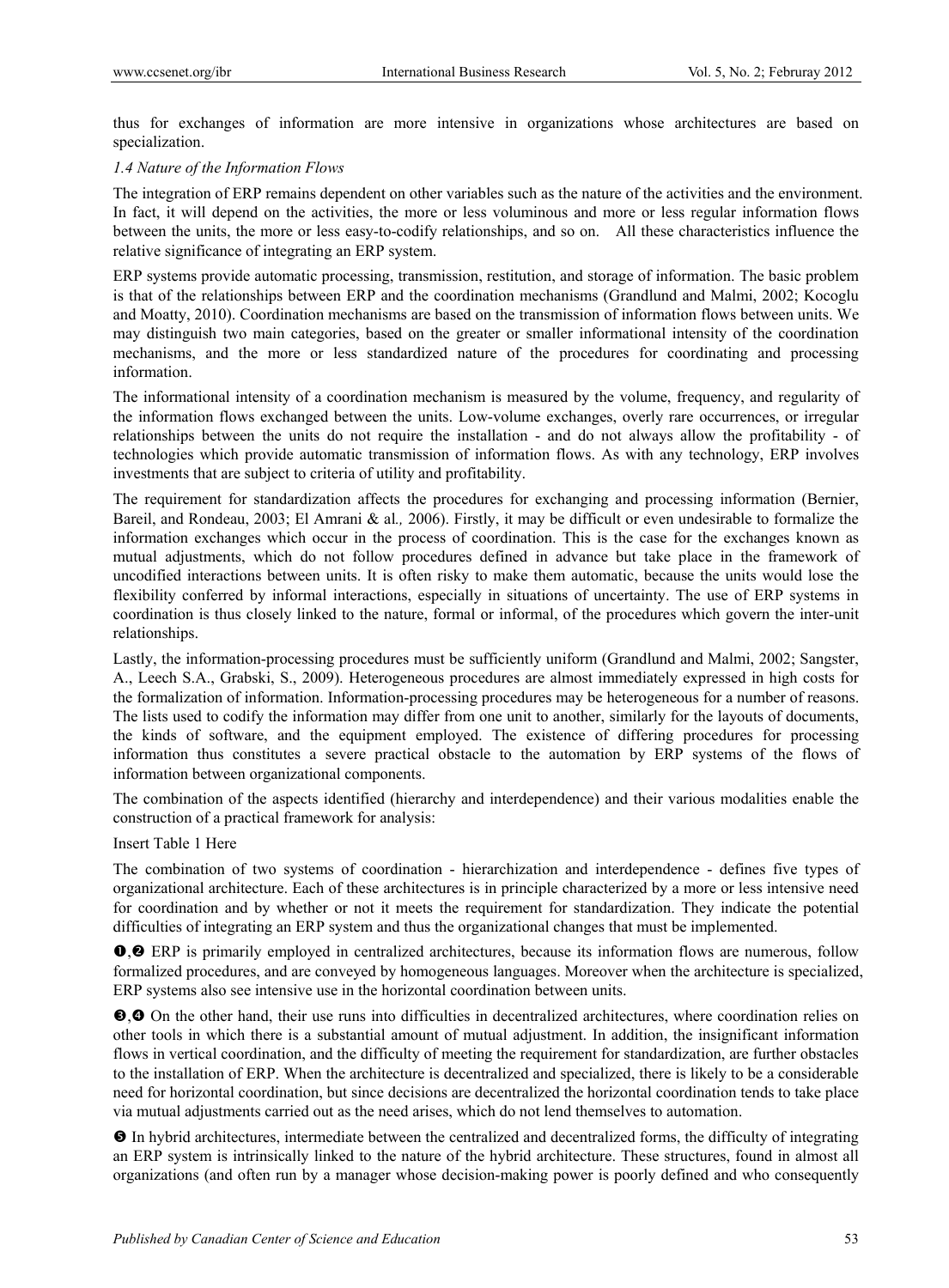thus for exchanges of information are more intensive in organizations whose architectures are based on specialization.

*1.4 Nature of the Information Flows*

The integration of ERP remains dependent on other variables such as the nature of the activities and the environment. In fact, it will depend on the activities, the more or less voluminous and more or less regular information flows between the units, the more or less easy-to-codify relationships, and so on. All these characteristics influence the relative significance of integrating an ERP system.

ERP systems provide automatic processing, transmission, restitution, and storage of information. The basic problem is that of the relationships between ERP and the coordination mechanisms (Grandlund and Malmi, 2002; Kocoglu and Moatty, 2010). Coordination mechanisms are based on the transmission of information flows between units. We may distinguish two main categories, based on the greater or smaller informational intensity of the coordination mechanisms, and the more or less standardized nature of the procedures for coordinating and processing information.

The informational intensity of a coordination mechanism is measured by the volume, frequency, and regularity of the information flows exchanged between the units. Low-volume exchanges, overly rare occurrences, or irregular relationships between the units do not require the installation - and do not always allow the profitability - of technologies which provide automatic transmission of information flows. As with any technology, ERP involves investments that are subject to criteria of utility and profitability.

The requirement for standardization affects the procedures for exchanging and processing information (Bernier, Bareil, and Rondeau, 2003; El Amrani & al*.,* 2006). Firstly, it may be difficult or even undesirable to formalize the information exchanges which occur in the process of coordination. This is the case for the exchanges known as mutual adjustments, which do not follow procedures defined in advance but take place in the framework of uncodified interactions between units. It is often risky to make them automatic, because the units would lose the flexibility conferred by informal interactions, especially in situations of uncertainty. The use of ERP systems in coordination is thus closely linked to the nature, formal or informal, of the procedures which govern the inter-unit relationships.

Lastly, the information-processing procedures must be sufficiently uniform (Grandlund and Malmi, 2002; Sangster, A., Leech S.A., Grabski, S., 2009). Heterogeneous procedures are almost immediately expressed in high costs for the formalization of information. Information-processing procedures may be heterogeneous for a number of reasons. The lists used to codify the information may differ from one unit to another, similarly for the layouts of documents, the kinds of software, and the equipment employed. The existence of differing procedures for processing information thus constitutes a severe practical obstacle to the automation by ERP systems of the flows of information between organizational components.

The combination of the aspects identified (hierarchy and interdependence) and their various modalities enable the construction of a practical framework for analysis:

Insert Table 1 Here

The combination of two systems of coordination - hierarchization and interdependence - defines five types of organizational architecture. Each of these architectures is in principle characterized by a more or less intensive need for coordination and by whether or not it meets the requirement for standardization. They indicate the potential difficulties of integrating an ERP system and thus the organizational changes that must be implemented.

❶,❷ ERP is primarily employed in centralized architectures, because its information flows are numerous, follow formalized procedures, and are conveyed by homogeneous languages. Moreover when the architecture is specialized, ERP systems also see intensive use in the horizontal coordination between units.

❸,❹ On the other hand, their use runs into difficulties in decentralized architectures, where coordination relies on other tools in which there is a substantial amount of mutual adjustment. In addition, the insignificant information flows in vertical coordination, and the difficulty of meeting the requirement for standardization, are further obstacles to the installation of ERP. When the architecture is decentralized and specialized, there is likely to be a considerable need for horizontal coordination, but since decisions are decentralized the horizontal coordination tends to take place via mutual adjustments carried out as the need arises, which do not lend themselves to automation.

❺ In hybrid architectures, intermediate between the centralized and decentralized forms, the difficulty of integrating an ERP system is intrinsically linked to the nature of the hybrid architecture. These structures, found in almost all organizations (and often run by a manager whose decision-making power is poorly defined and who consequently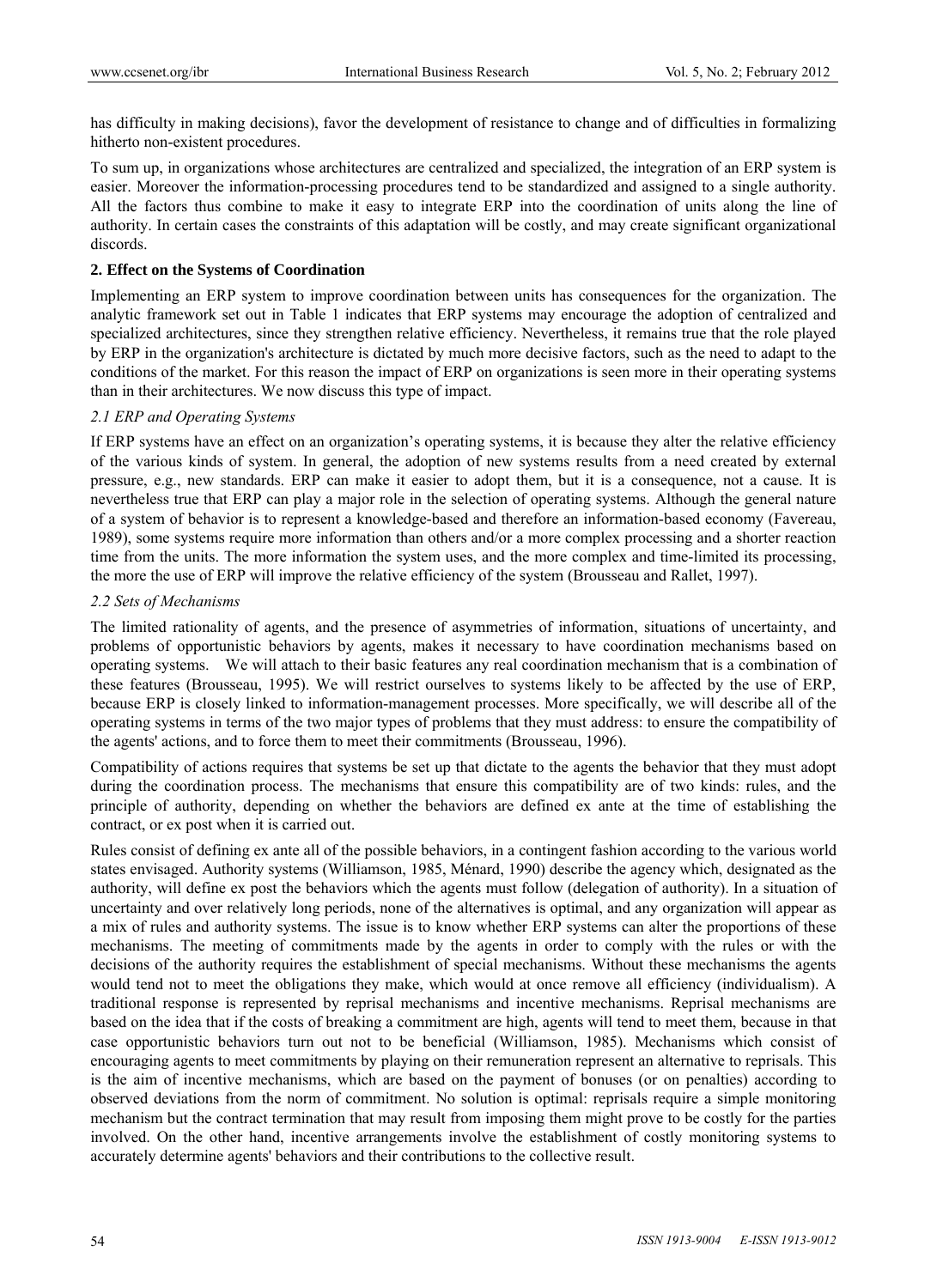has difficulty in making decisions), favor the development of resistance to change and of difficulties in formalizing hitherto non-existent procedures.

To sum up, in organizations whose architectures are centralized and specialized, the integration of an ERP system is easier. Moreover the information-processing procedures tend to be standardized and assigned to a single authority. All the factors thus combine to make it easy to integrate ERP into the coordination of units along the line of authority. In certain cases the constraints of this adaptation will be costly, and may create significant organizational discords.

### 2. Effect on the Systems of Coordination

Implementing an ERP system to improve coordination between units has consequences for the organization. The analytic framework set out in Table 1 indicates that ERP systems may encourage the adoption of centralized and specialized architectures, since they strengthen relative efficiency. Nevertheless, it remains true that the role played by ERP in the organization's architecture is dictated by much more decisive factors, such as the need to adapt to the conditions of the market. For this reason the impact of ERP on organizations is seen more in their operating systems than in their architectures. We now discuss this type of impact.

#### *2.1 ERP and Operating Systems*

If ERP systems have an effect on an organization's operating systems, it is because they alter the relative efficiency of the various kinds of system. In general, the adoption of new systems results from a need created by external pressure, e.g., new standards. ERP can make it easier to adopt them, but it is a consequence, not a cause. It is nevertheless true that ERP can play a major role in the selection of operating systems. Although the general nature of a system of behavior is to represent a knowledge-based and therefore an information-based economy (Favereau, 1989), some systems require more information than others and/or a more complex processing and a shorter reaction time from the units. The more information the system uses, and the more complex and time-limited its processing, the more the use of ERP will improve the relative efficiency of the system (Brousseau and Rallet, 1997).

#### *2.2 Sets of Mechanisms*

The limited rationality of agents, and the presence of asymmetries of information, situations of uncertainty, and problems of opportunistic behaviors by agents, makes it necessary to have coordination mechanisms based on operating systems. We will attach to their basic features any real coordination mechanism that is a combination of these features (Brousseau, 1995). We will restrict ourselves to systems likely to be affected by the use of ERP, because ERP is closely linked to information-management processes. More specifically, we will describe all of the operating systems in terms of the two major types of problems that they must address: to ensure the compatibility of the agents' actions, and to force them to meet their commitments (Brousseau, 1996).

Compatibility of actions requires that systems be set up that dictate to the agents the behavior that they must adopt during the coordination process. The mechanisms that ensure this compatibility are of two kinds: rules, and the principle of authority, depending on whether the behaviors are defined ex ante at the time of establishing the contract, or ex post when it is carried out.

Rules consist of defining ex ante all of the possible behaviors, in a contingent fashion according to the various world states envisaged. Authority systems (Williamson, 1985, Ménard, 1990) describe the agency which, designated as the authority, will define ex post the behaviors which the agents must follow (delegation of authority). In a situation of uncertainty and over relatively long periods, none of the alternatives is optimal, and any organization will appear as a mix of rules and authority systems. The issue is to know whether ERP systems can alter the proportions of these mechanisms. The meeting of commitments made by the agents in order to comply with the rules or with the decisions of the authority requires the establishment of special mechanisms. Without these mechanisms the agents would tend not to meet the obligations they make, which would at once remove all efficiency (individualism). A traditional response is represented by reprisal mechanisms and incentive mechanisms. Reprisal mechanisms are based on the idea that if the costs of breaking a commitment are high, agents will tend to meet them, because in that case opportunistic behaviors turn out not to be beneficial (Williamson, 1985). Mechanisms which consist of encouraging agents to meet commitments by playing on their remuneration represent an alternative to reprisals. This is the aim of incentive mechanisms, which are based on the payment of bonuses (or on penalties) according to observed deviations from the norm of commitment. No solution is optimal: reprisals require a simple monitoring mechanism but the contract termination that may result from imposing them might prove to be costly for the parties involved. On the other hand, incentive arrangements involve the establishment of costly monitoring systems to accurately determine agents' behaviors and their contributions to the collective result.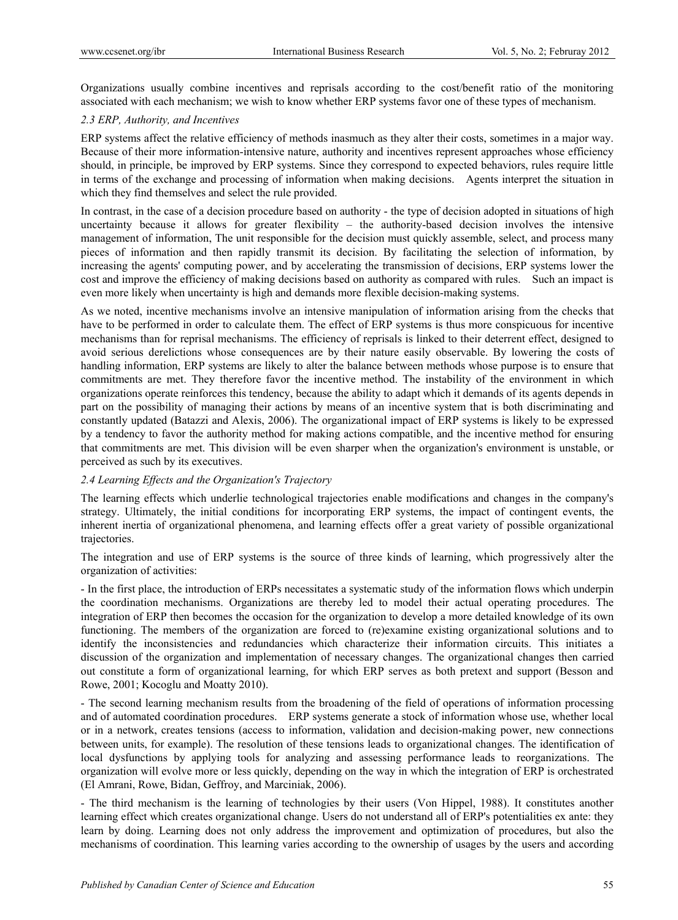Organizations usually combine incentives and reprisals according to the cost/benefit ratio of the monitoring associated with each mechanism; we wish to know whether ERP systems favor one of these types of mechanism.

### *2.3 ERP, Authority, and Incentives*

ERP systems affect the relative efficiency of methods inasmuch as they alter their costs, sometimes in a major way. Because of their more information-intensive nature, authority and incentives represent approaches whose efficiency should, in principle, be improved by ERP systems. Since they correspond to expected behaviors, rules require little in terms of the exchange and processing of information when making decisions. Agents interpret the situation in which they find themselves and select the rule provided.

In contrast, in the case of a decision procedure based on authority - the type of decision adopted in situations of high uncertainty because it allows for greater flexibility – the authority-based decision involves the intensive management of information, The unit responsible for the decision must quickly assemble, select, and process many pieces of information and then rapidly transmit its decision. By facilitating the selection of information, by increasing the agents' computing power, and by accelerating the transmission of decisions, ERP systems lower the cost and improve the efficiency of making decisions based on authority as compared with rules. Such an impact is even more likely when uncertainty is high and demands more flexible decision-making systems.

As we noted, incentive mechanisms involve an intensive manipulation of information arising from the checks that have to be performed in order to calculate them. The effect of ERP systems is thus more conspicuous for incentive mechanisms than for reprisal mechanisms. The efficiency of reprisals is linked to their deterrent effect, designed to avoid serious derelictions whose consequences are by their nature easily observable. By lowering the costs of handling information, ERP systems are likely to alter the balance between methods whose purpose is to ensure that commitments are met. They therefore favor the incentive method. The instability of the environment in which organizations operate reinforces this tendency, because the ability to adapt which it demands of its agents depends in part on the possibility of managing their actions by means of an incentive system that is both discriminating and constantly updated (Batazzi and Alexis, 2006). The organizational impact of ERP systems is likely to be expressed by a tendency to favor the authority method for making actions compatible, and the incentive method for ensuring that commitments are met. This division will be even sharper when the organization's environment is unstable, or perceived as such by its executives.

### *2.4 Learning Effects and the Organization's Trajectory*

The learning effects which underlie technological trajectories enable modifications and changes in the company's strategy. Ultimately, the initial conditions for incorporating ERP systems, the impact of contingent events, the inherent inertia of organizational phenomena, and learning effects offer a great variety of possible organizational trajectories.

The integration and use of ERP systems is the source of three kinds of learning, which progressively alter the organization of activities:

- In the first place, the introduction of ERPs necessitates a systematic study of the information flows which underpin the coordination mechanisms. Organizations are thereby led to model their actual operating procedures. The integration of ERP then becomes the occasion for the organization to develop a more detailed knowledge of its own functioning. The members of the organization are forced to (re)examine existing organizational solutions and to identify the inconsistencies and redundancies which characterize their information circuits. This initiates a discussion of the organization and implementation of necessary changes. The organizational changes then carried out constitute a form of organizational learning, for which ERP serves as both pretext and support (Besson and Rowe, 2001; Kocoglu and Moatty 2010).

- The second learning mechanism results from the broadening of the field of operations of information processing and of automated coordination procedures. ERP systems generate a stock of information whose use, whether local or in a network, creates tensions (access to information, validation and decision-making power, new connections between units, for example). The resolution of these tensions leads to organizational changes. The identification of local dysfunctions by applying tools for analyzing and assessing performance leads to reorganizations. The organization will evolve more or less quickly, depending on the way in which the integration of ERP is orchestrated (El Amrani, Rowe, Bidan, Geffroy, and Marciniak, 2006).

- The third mechanism is the learning of technologies by their users (Von Hippel, 1988). It constitutes another learning effect which creates organizational change. Users do not understand all of ERP's potentialities ex ante: they learn by doing. Learning does not only address the improvement and optimization of procedures, but also the mechanisms of coordination. This learning varies according to the ownership of usages by the users and according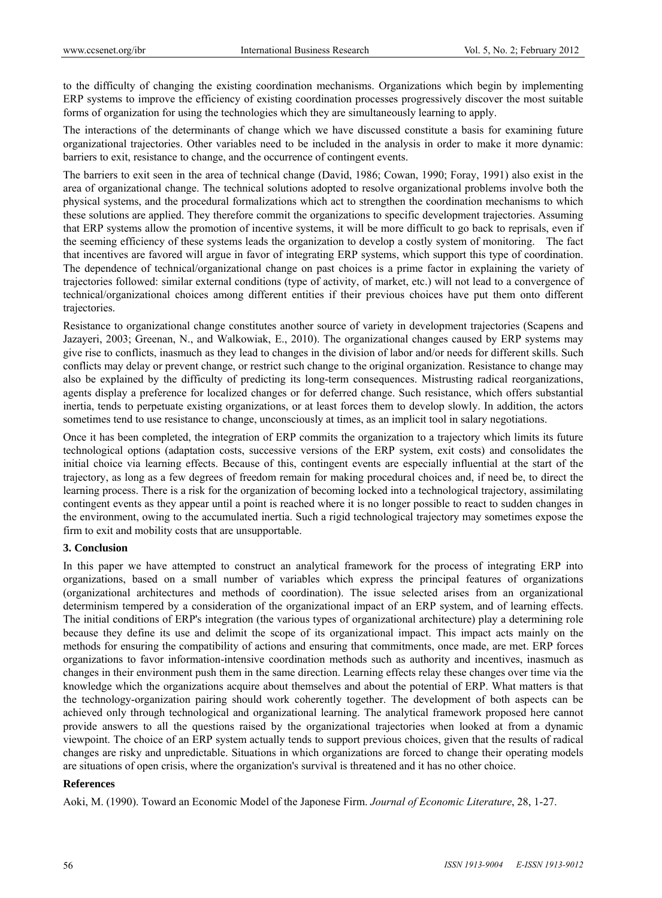to the difficulty of changing the existing coordination mechanisms. Organizations which begin by implementing ERP systems to improve the efficiency of existing coordination processes progressively discover the most suitable forms of organization for using the technologies which they are simultaneously learning to apply.

The interactions of the determinants of change which we have discussed constitute a basis for examining future organizational trajectories. Other variables need to be included in the analysis in order to make it more dynamic: barriers to exit, resistance to change, and the occurrence of contingent events.

The barriers to exit seen in the area of technical change (David, 1986; Cowan, 1990; Foray, 1991) also exist in the area of organizational change. The technical solutions adopted to resolve organizational problems involve both the physical systems, and the procedural formalizations which act to strengthen the coordination mechanisms to which these solutions are applied. They therefore commit the organizations to specific development trajectories. Assuming that ERP systems allow the promotion of incentive systems, it will be more difficult to go back to reprisals, even if the seeming efficiency of these systems leads the organization to develop a costly system of monitoring. The fact that incentives are favored will argue in favor of integrating ERP systems, which support this type of coordination. The dependence of technical/organizational change on past choices is a prime factor in explaining the variety of trajectories followed: similar external conditions (type of activity, of market, etc.) will not lead to a convergence of technical/organizational choices among different entities if their previous choices have put them onto different trajectories.

Resistance to organizational change constitutes another source of variety in development trajectories (Scapens and Jazayeri, 2003; Greenan, N., and Walkowiak, E., 2010). The organizational changes caused by ERP systems may give rise to conflicts, inasmuch as they lead to changes in the division of labor and/or needs for different skills. Such conflicts may delay or prevent change, or restrict such change to the original organization. Resistance to change may also be explained by the difficulty of predicting its long-term consequences. Mistrusting radical reorganizations, agents display a preference for localized changes or for deferred change. Such resistance, which offers substantial inertia, tends to perpetuate existing organizations, or at least forces them to develop slowly. In addition, the actors sometimes tend to use resistance to change, unconsciously at times, as an implicit tool in salary negotiations.

Once it has been completed, the integration of ERP commits the organization to a trajectory which limits its future technological options (adaptation costs, successive versions of the ERP system, exit costs) and consolidates the initial choice via learning effects. Because of this, contingent events are especially influential at the start of the trajectory, as long as a few degrees of freedom remain for making procedural choices and, if need be, to direct the learning process. There is a risk for the organization of becoming locked into a technological trajectory, assimilating contingent events as they appear until a point is reached where it is no longer possible to react to sudden changes in the environment, owing to the accumulated inertia. Such a rigid technological trajectory may sometimes expose the firm to exit and mobility costs that are unsupportable.

### 3. Conclusion

In this paper we have attempted to construct an analytical framework for the process of integrating ERP into organizations, based on a small number of variables which express the principal features of organizations (organizational architectures and methods of coordination). The issue selected arises from an organizational determinism tempered by a consideration of the organizational impact of an ERP system, and of learning effects. The initial conditions of ERP's integration (the various types of organizational architecture) play a determining role because they define its use and delimit the scope of its organizational impact. This impact acts mainly on the methods for ensuring the compatibility of actions and ensuring that commitments, once made, are met. ERP forces organizations to favor information-intensive coordination methods such as authority and incentives, inasmuch as changes in their environment push them in the same direction. Learning effects relay these changes over time via the knowledge which the organizations acquire about themselves and about the potential of ERP. What matters is that the technology-organization pairing should work coherently together. The development of both aspects can be achieved only through technological and organizational learning. The analytical framework proposed here cannot provide answers to all the questions raised by the organizational trajectories when looked at from a dynamic viewpoint. The choice of an ERP system actually tends to support previous choices, given that the results of radical changes are risky and unpredictable. Situations in which organizations are forced to change their operating models are situations of open crisis, where the organization's survival is threatened and it has no other choice.

### References

Aoki, M. (1990). Toward an Economic Model of the Japonese Firm. *Journal of Economic Literature*, 28, 1-27.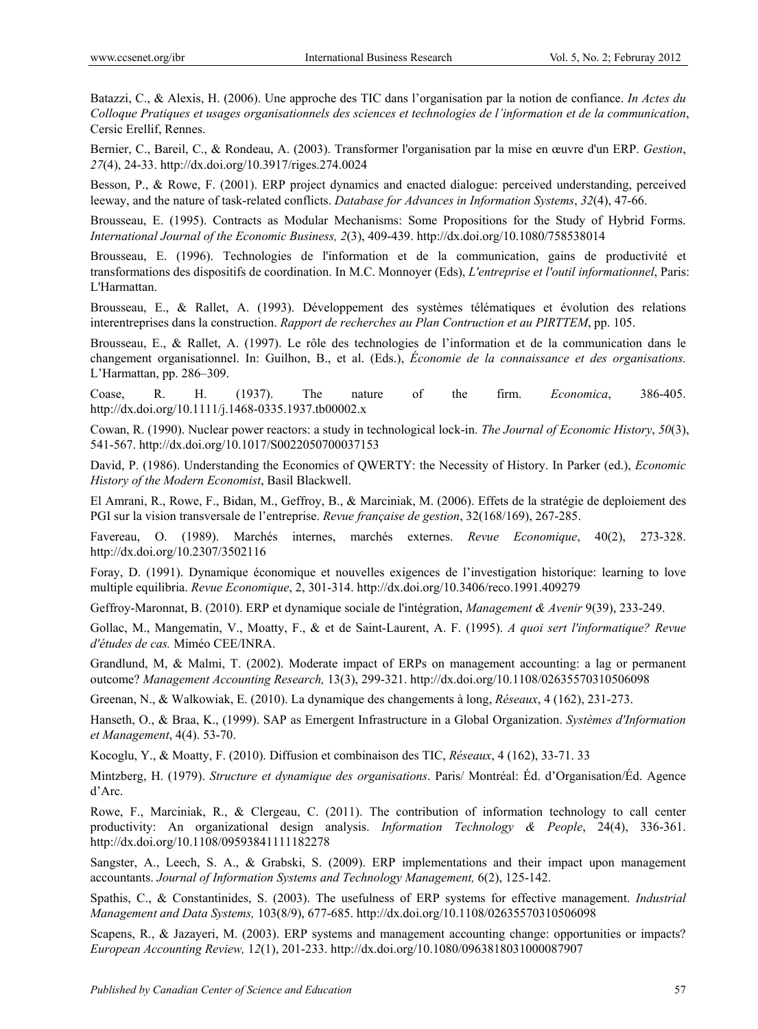Batazzi, C., & Alexis, H. (2006). Une approche des TIC dans l'organisation par la notion de confiance. *In Actes du Colloque Pratiques et usages organisationnels des sciences et technologies de l'information et de la communication*, Cersic Erellif, Rennes.

Bernier, C., Bareil, C., & Rondeau, A. (2003). Transformer l'organisation par la mise en œuvre d'un ERP. *Gestion*, *27*(4), 24-33. http://dx.doi.org/10.3917/riges.274.0024

Besson, P., & Rowe, F. (2001). ERP project dynamics and enacted dialogue: perceived understanding, perceived leeway, and the nature of task-related conflicts. *Database for Advances in Information Systems*, *32*(4), 47-66.

Brousseau, E. (1995). Contracts as Modular Mechanisms: Some Propositions for the Study of Hybrid Forms. *International Journal of the Economic Business, 2*(3), 409-439. http://dx.doi.org/10.1080/758538014

Brousseau, E. (1996). Technologies de l'information et de la communication, gains de productivité et transformations des dispositifs de coordination. In M.C. Monnoyer (Eds), *L'entreprise et l'outil informationnel*, Paris: L'Harmattan.

Brousseau, E., & Rallet, A. (1993). Développement des systèmes télématiques et évolution des relations interentreprises dans la construction. *Rapport de recherches au Plan Contruction et au PIRTTEM*, pp. 105.

Brousseau, E., & Rallet, A. (1997). Le rôle des technologies de l'information et de la communication dans le changement organisationnel. In: Guilhon, B., et al. (Eds.), *Économie de la connaissance et des organisations.* L'Harmattan, pp. 286–309.

Coase, R. H. (1937). The nature of the firm. *Economica*, 386-405. http://dx.doi.org/10.1111/j.1468-0335.1937.tb00002.x

Cowan, R. (1990). Nuclear power reactors: a study in technological lock-in. *The Journal of Economic History*, *50*(3), 541-567. http://dx.doi.org/10.1017/S0022050700037153

David, P. (1986). Understanding the Economics of QWERTY: the Necessity of History. In Parker (ed.), *Economic History of the Modern Economist*, Basil Blackwell.

El Amrani, R., Rowe, F., Bidan, M., Geffroy, B., & Marciniak, M. (2006). Effets de la stratégie de deploiement des PGI sur la vision transversale de l'entreprise. *Revue française de gestion*, 32(168/169), 267-285.

Favereau, O. (1989). Marchés internes, marchés externes. *Revue Economique*, 40(2), 273-328. http://dx.doi.org/10.2307/3502116

Foray, D. (1991). Dynamique économique et nouvelles exigences de l'investigation historique: learning to love multiple equilibria. *Revue Economique*, 2, 301-314. http://dx.doi.org/10.3406/reco.1991.409279

Geffroy-Maronnat, B. (2010). ERP et dynamique sociale de l'intégration, *Management & Avenir* 9(39), 233-249.

Gollac, M., Mangematin, V., Moatty, F., & et de Saint-Laurent, A. F. (1995). *A quoi sert l'informatique? Revue d'études de cas.* Miméo CEE/INRA.

Grandlund, M, & Malmi, T. (2002). Moderate impact of ERPs on management accounting: a lag or permanent outcome? *Management Accounting Research,* 13(3), 299-321. http://dx.doi.org/10.1108/02635570310506098

Greenan, N., & Walkowiak, E. (2010). La dynamique des changements à long, *Réseaux*, 4 (162), 231-273.

Hanseth, O., & Braa, K., (1999). SAP as Emergent Infrastructure in a Global Organization. *Systèmes d'Information et Management*, 4(4). 53-70.

Kocoglu, Y., & Moatty, F. (2010). Diffusion et combinaison des TIC, *Réseaux*, 4 (162), 33-71. 33

Mintzberg, H. (1979). *Structure et dynamique des organisations*. Paris/ Montréal: Éd. d'Organisation/Éd. Agence d'Arc.

Rowe, F., Marciniak, R., & Clergeau, C. (2011). The contribution of information technology to call center productivity: An organizational design analysis. *Information Technology & People*, 24(4), 336-361. http://dx.doi.org/10.1108/09593841111182278

Sangster, A., Leech, S. A., & Grabski, S. (2009). ERP implementations and their impact upon management accountants. *Journal of Information Systems and Technology Management,* 6(2), 125-142.

Spathis, C., & Constantinides, S. (2003). The usefulness of ERP systems for effective management. *Industrial Management and Data Systems,* 103(8/9), 677-685. http://dx.doi.org/10.1108/02635570310506098

Scapens, R., & Jazayeri, M. (2003). ERP systems and management accounting change: opportunities or impacts? *European Accounting Review,* 1*2*(1), 201-233. http://dx.doi.org/10.1080/0963818031000087907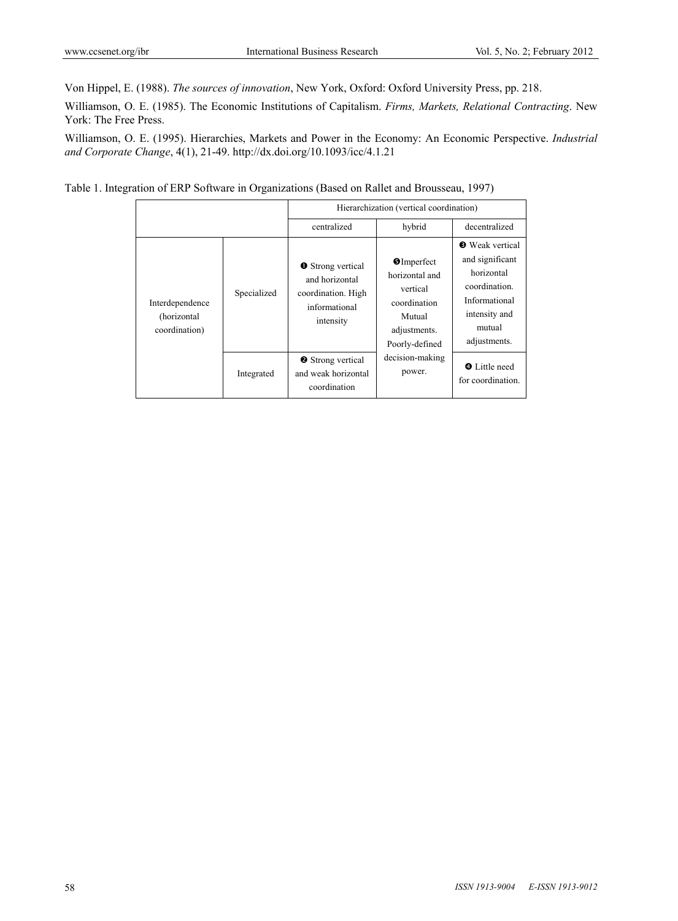Von Hippel, E. (1988). *The sources of innovation*, New York, Oxford: Oxford University Press, pp. 218.

Williamson, O. E. (1985). The Economic Institutions of Capitalism. *Firms, Markets, Relational Contracting*. New York: The Free Press.

Williamson, O. E. (1995). Hierarchies, Markets and Power in the Economy: An Economic Perspective. *Industrial and Corporate Change*, 4(1), 21-49. http://dx.doi.org/10.1093/icc/4.1.21

Table 1. Integration of ERP Software in Organizations (Based on Rallet and Brousseau, 1997)

| | | Hierarchization (vertical coordination) | | |
|---|---|---|---|---|
| | | centralized | hybrid | decentralized |
| Interdependence (horizontal coordination) | Specialized | ❶ Strong vertical and horizontal coordination. High informational intensity | ❺Imperfect horizontal and vertical coordination Mutual adjustments. Poorly-defined decision-making power. | ❸ Weak vertical and significant horizontal coordination. Informational intensity and mutual adjustments. |
| | Integrated | ❷ Strong vertical and weak horizontal coordination | | ❹ Little need for coordination. |